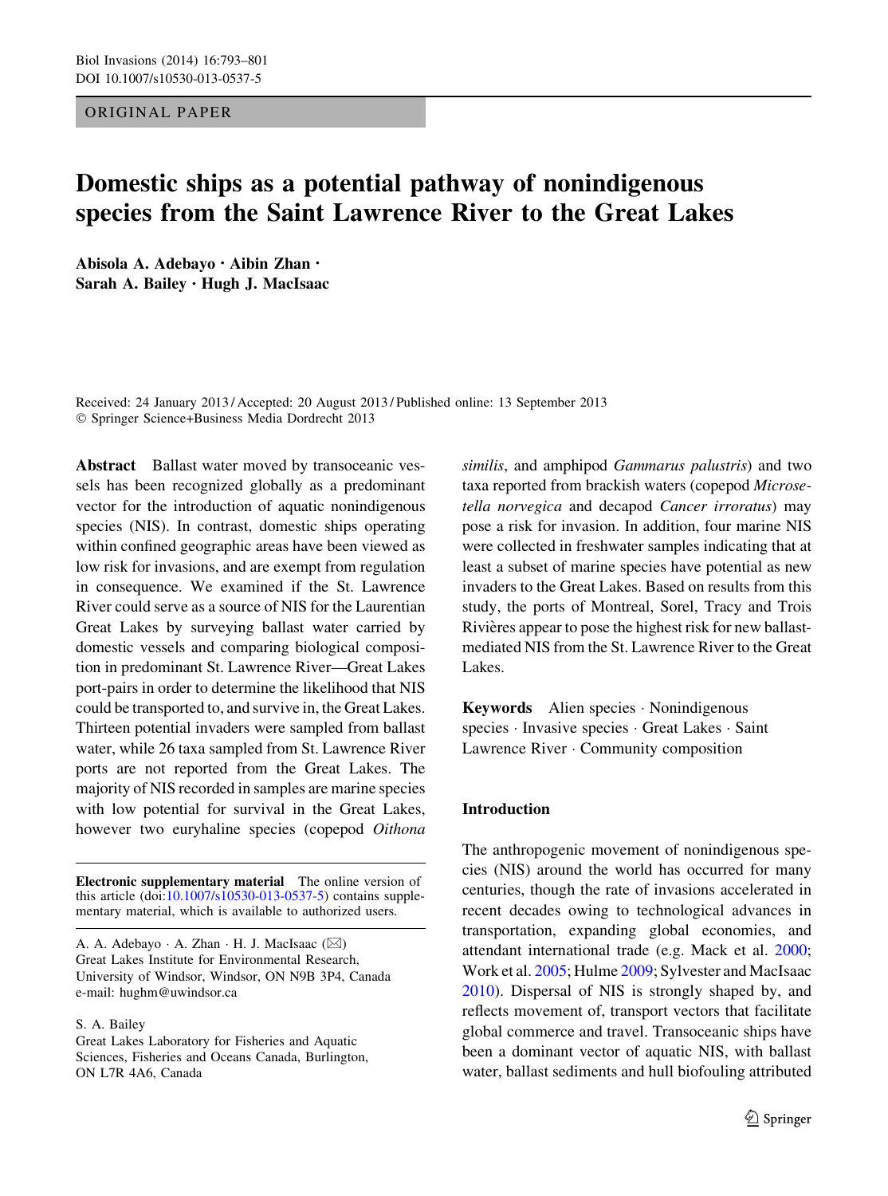ORIGINAL PAPER

# Domestic ships as a potential pathway of nonindigenous species from the Saint Lawrence River to the Great Lakes

**Abisola A. Adebayo · Aibin Zhan · Sarah A. Bailey · Hugh J. MacIsaac**

Received: 24 January 2013 / Accepted: 20 August 2013 / Published online: 13 September 2013
© Springer Science+Business Media Dordrecht 2013

**Abstract** Ballast water moved by transoceanic vessels has been recognized globally as a predominant vector for the introduction of aquatic nonindigenous species (NIS). In contrast, domestic ships operating within confined geographic areas have been viewed as low risk for invasions, and are exempt from regulation in consequence. We examined if the St. Lawrence River could serve as a source of NIS for the Laurentian Great Lakes by surveying ballast water carried by domestic vessels and comparing biological composition in predominant St. Lawrence River—Great Lakes port-pairs in order to determine the likelihood that NIS could be transported to, and survive in, the Great Lakes. Thirteen potential invaders were sampled from ballast water, while 26 taxa sampled from St. Lawrence River ports are not reported from the Great Lakes. The majority of NIS recorded in samples are marine species with low potential for survival in the Great Lakes, however two euryhaline species (copepod *Oithona similis*, and amphipod *Gammarus palustris*) and two taxa reported from brackish waters (copepod *Microsetella norvegica* and decapod *Cancer irroratus*) may pose a risk for invasion. In addition, four marine NIS were collected in freshwater samples indicating that at least a subset of marine species have potential as new invaders to the Great Lakes. Based on results from this study, the ports of Montreal, Sorel, Tracy and Trois Rivières appear to pose the highest risk for new ballast-mediated NIS from the St. Lawrence River to the Great Lakes.

**Keywords** Alien species · Nonindigenous species · Invasive species · Great Lakes · Saint Lawrence River · Community composition

**Electronic supplementary material** The online version of this article (doi:10.1007/s10530-013-0537-5) contains supplementary material, which is available to authorized users.

A. A. Adebayo · A. Zhan · H. J. MacIsaac (✉)
Great Lakes Institute for Environmental Research, University of Windsor, Windsor, ON N9B 3P4, Canada
e-mail: hughm@uwindsor.ca

S. A. Bailey
Great Lakes Laboratory for Fisheries and Aquatic Sciences, Fisheries and Oceans Canada, Burlington, ON L7R 4A6, Canada

## Introduction

The anthropogenic movement of nonindigenous species (NIS) around the world has occurred for many centuries, though the rate of invasions accelerated in recent decades owing to technological advances in transportation, expanding global economies, and attendant international trade (e.g. Mack et al. 2000; Work et al. 2005; Hulme 2009; Sylvester and MacIsaac 2010). Dispersal of NIS is strongly shaped by, and reflects movement of, transport vectors that facilitate global commerce and travel. Transoceanic ships have been a dominant vector of aquatic NIS, with ballast water, ballast sediments and hull biofouling attributed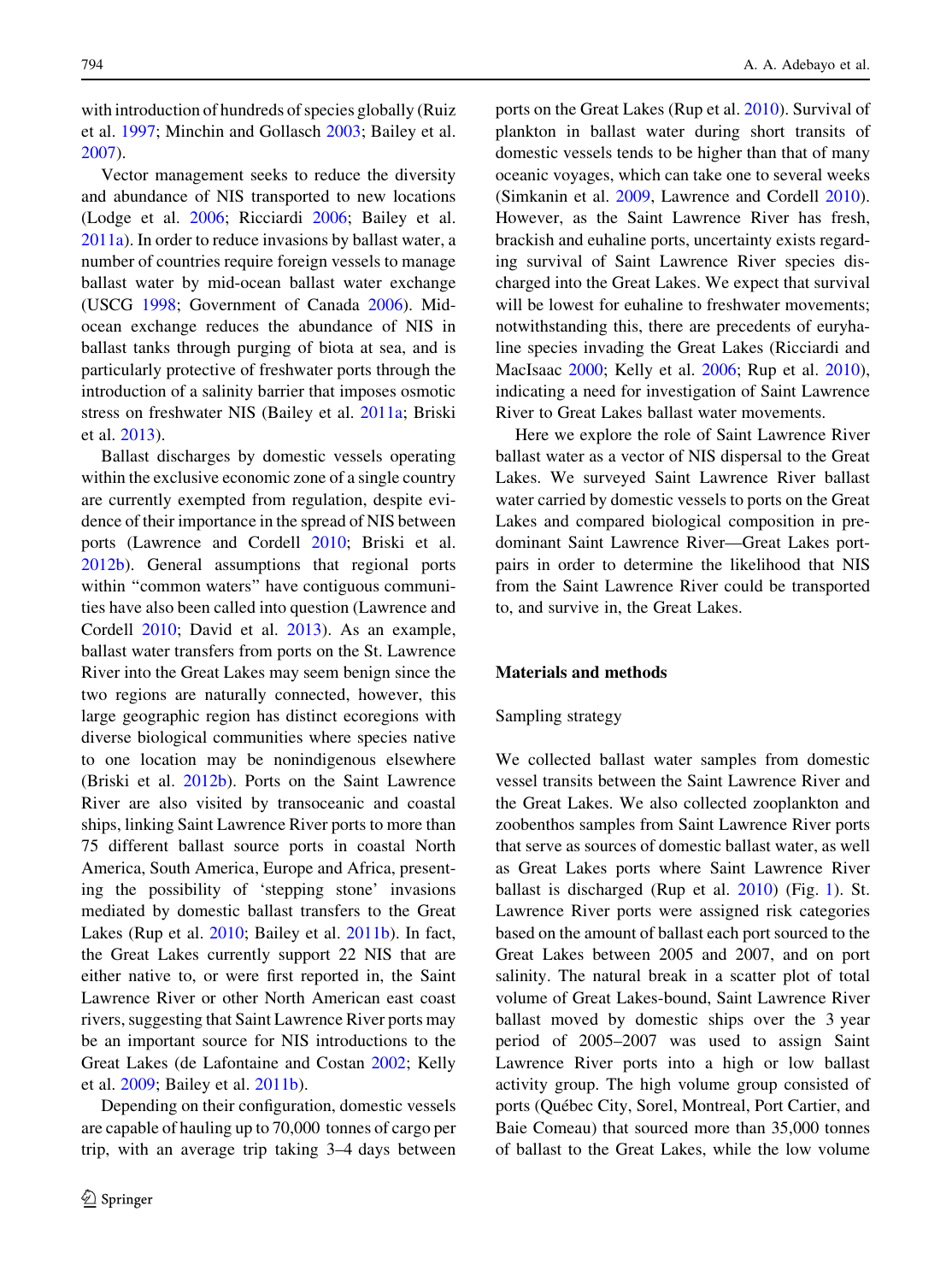with introduction of hundreds of species globally (Ruiz et al. 1997; Minchin and Gollasch 2003; Bailey et al. 2007).

Vector management seeks to reduce the diversity and abundance of NIS transported to new locations (Lodge et al. 2006; Ricciardi 2006; Bailey et al. 2011a). In order to reduce invasions by ballast water, a number of countries require foreign vessels to manage ballast water by mid-ocean ballast water exchange (USCG 1998; Government of Canada 2006). Mid-ocean exchange reduces the abundance of NIS in ballast tanks through purging of biota at sea, and is particularly protective of freshwater ports through the introduction of a salinity barrier that imposes osmotic stress on freshwater NIS (Bailey et al. 2011a; Briski et al. 2013).

Ballast discharges by domestic vessels operating within the exclusive economic zone of a single country are currently exempted from regulation, despite evidence of their importance in the spread of NIS between ports (Lawrence and Cordell 2010; Briski et al. 2012b). General assumptions that regional ports within "common waters" have contiguous communities have also been called into question (Lawrence and Cordell 2010; David et al. 2013). As an example, ballast water transfers from ports on the St. Lawrence River into the Great Lakes may seem benign since the two regions are naturally connected, however, this large geographic region has distinct ecoregions with diverse biological communities where species native to one location may be nonindigenous elsewhere (Briski et al. 2012b). Ports on the Saint Lawrence River are also visited by transoceanic and coastal ships, linking Saint Lawrence River ports to more than 75 different ballast source ports in coastal North America, South America, Europe and Africa, presenting the possibility of 'stepping stone' invasions mediated by domestic ballast transfers to the Great Lakes (Rup et al. 2010; Bailey et al. 2011b). In fact, the Great Lakes currently support 22 NIS that are either native to, or were first reported in, the Saint Lawrence River or other North American east coast rivers, suggesting that Saint Lawrence River ports may be an important source for NIS introductions to the Great Lakes (de Lafontaine and Costan 2002; Kelly et al. 2009; Bailey et al. 2011b).

Depending on their configuration, domestic vessels are capable of hauling up to 70,000 tonnes of cargo per trip, with an average trip taking 3–4 days between ports on the Great Lakes (Rup et al. 2010). Survival of plankton in ballast water during short transits of domestic vessels tends to be higher than that of many oceanic voyages, which can take one to several weeks (Simkanin et al. 2009, Lawrence and Cordell 2010). However, as the Saint Lawrence River has fresh, brackish and euhaline ports, uncertainty exists regarding survival of Saint Lawrence River species discharged into the Great Lakes. We expect that survival will be lowest for euhaline to freshwater movements; notwithstanding this, there are precedents of euryhaline species invading the Great Lakes (Ricciardi and MacIsaac 2000; Kelly et al. 2006; Rup et al. 2010), indicating a need for investigation of Saint Lawrence River to Great Lakes ballast water movements.

Here we explore the role of Saint Lawrence River ballast water as a vector of NIS dispersal to the Great Lakes. We surveyed Saint Lawrence River ballast water carried by domestic vessels to ports on the Great Lakes and compared biological composition in predominant Saint Lawrence River—Great Lakes port-pairs in order to determine the likelihood that NIS from the Saint Lawrence River could be transported to, and survive in, the Great Lakes.

## Materials and methods

### Sampling strategy

We collected ballast water samples from domestic vessel transits between the Saint Lawrence River and the Great Lakes. We also collected zooplankton and zoobenthos samples from Saint Lawrence River ports that serve as sources of domestic ballast water, as well as Great Lakes ports where Saint Lawrence River ballast is discharged (Rup et al. 2010) (Fig. 1). St. Lawrence River ports were assigned risk categories based on the amount of ballast each port sourced to the Great Lakes between 2005 and 2007, and on port salinity. The natural break in a scatter plot of total volume of Great Lakes-bound, Saint Lawrence River ballast moved by domestic ships over the 3 year period of 2005–2007 was used to assign Saint Lawrence River ports into a high or low ballast activity group. The high volume group consisted of ports (Québec City, Sorel, Montreal, Port Cartier, and Baie Comeau) that sourced more than 35,000 tonnes of ballast to the Great Lakes, while the low volume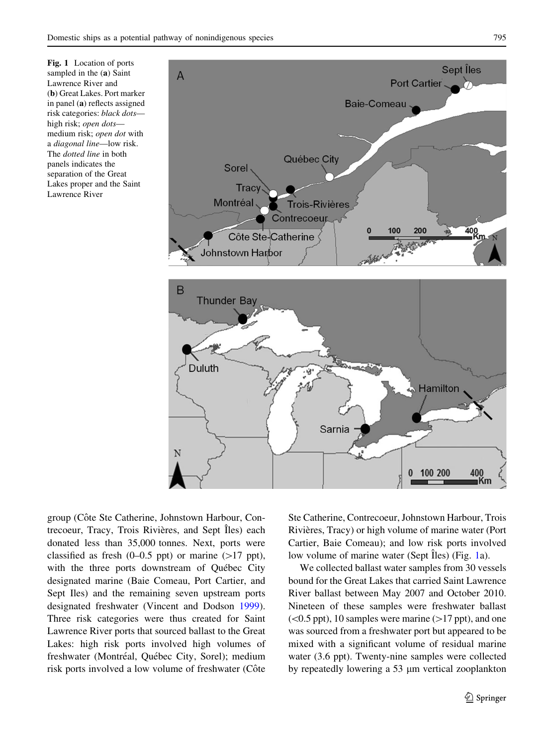**Fig. 1** Location of ports sampled in the (**a**) Saint Lawrence River and (**b**) Great Lakes. Port marker in panel (**a**) reflects assigned risk categories: *black dots*—high risk; *open dots*—medium risk; *open dot* with a *diagonal line*—low risk. The *dotted line* in both panels indicates the separation of the Great Lakes proper and the Saint Lawrence River

group (Côte Ste Catherine, Johnstown Harbour, Contrecoeur, Tracy, Trois Rivières, and Sept Îles) each donated less than 35,000 tonnes. Next, ports were classified as fresh (0–0.5 ppt) or marine (>17 ppt), with the three ports downstream of Québec City designated marine (Baie Comeau, Port Cartier, and Sept Iles) and the remaining seven upstream ports designated freshwater (Vincent and Dodson 1999). Three risk categories were thus created for Saint Lawrence River ports that sourced ballast to the Great Lakes: high risk ports involved high volumes of freshwater (Montréal, Québec City, Sorel); medium risk ports involved a low volume of freshwater (Côte Ste Catherine, Contrecoeur, Johnstown Harbour, Trois Rivières, Tracy) or high volume of marine water (Port Cartier, Baie Comeau); and low risk ports involved low volume of marine water (Sept Îles) (Fig. 1a).

We collected ballast water samples from 30 vessels bound for the Great Lakes that carried Saint Lawrence River ballast between May 2007 and October 2010. Nineteen of these samples were freshwater ballast (<0.5 ppt), 10 samples were marine (>17 ppt), and one was sourced from a freshwater port but appeared to be mixed with a significant volume of residual marine water (3.6 ppt). Twenty-nine samples were collected by repeatedly lowering a 53 μm vertical zooplankton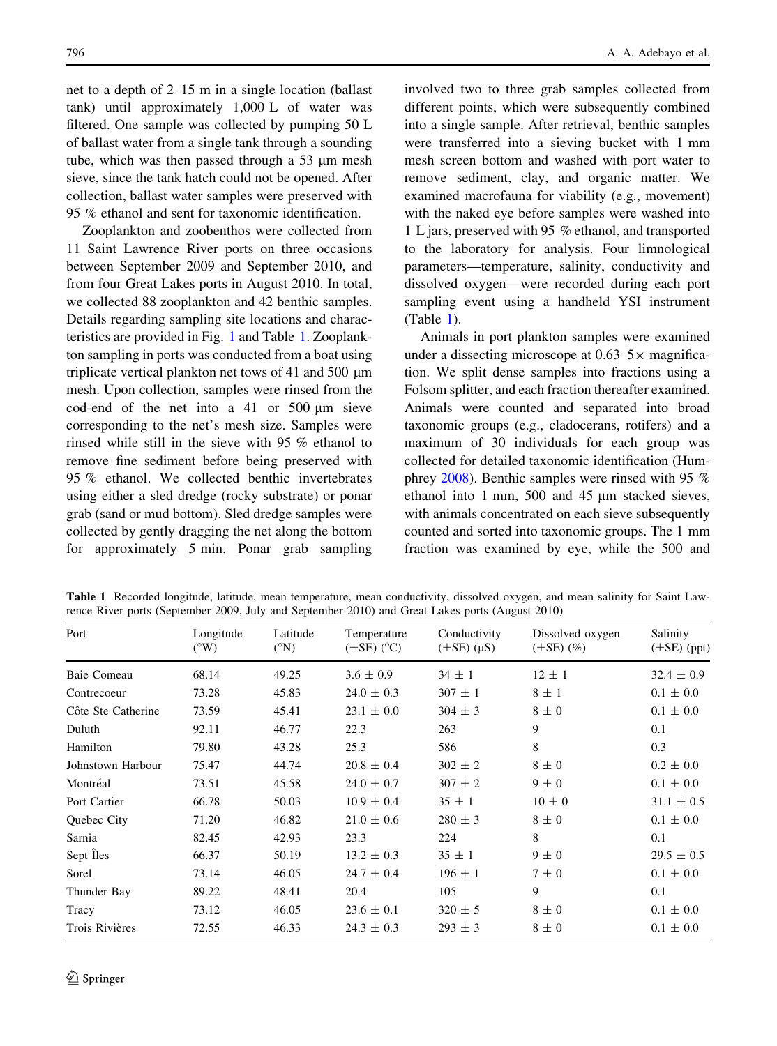net to a depth of 2–15 m in a single location (ballast tank) until approximately 1,000 L of water was filtered. One sample was collected by pumping 50 L of ballast water from a single tank through a sounding tube, which was then passed through a 53 μm mesh sieve, since the tank hatch could not be opened. After collection, ballast water samples were preserved with 95 % ethanol and sent for taxonomic identification.

Zooplankton and zoobenthos were collected from 11 Saint Lawrence River ports on three occasions between September 2009 and September 2010, and from four Great Lakes ports in August 2010. In total, we collected 88 zooplankton and 42 benthic samples. Details regarding sampling site locations and characteristics are provided in Fig. 1 and Table 1. Zooplankton sampling in ports was conducted from a boat using triplicate vertical plankton net tows of 41 and 500 μm mesh. Upon collection, samples were rinsed from the cod-end of the net into a 41 or 500 μm sieve corresponding to the net's mesh size. Samples were rinsed while still in the sieve with 95 % ethanol to remove fine sediment before being preserved with 95 % ethanol. We collected benthic invertebrates using either a sled dredge (rocky substrate) or ponar grab (sand or mud bottom). Sled dredge samples were collected by gently dragging the net along the bottom for approximately 5 min. Ponar grab sampling involved two to three grab samples collected from different points, which were subsequently combined into a single sample. After retrieval, benthic samples were transferred into a sieving bucket with 1 mm mesh screen bottom and washed with port water to remove sediment, clay, and organic matter. We examined macrofauna for viability (e.g., movement) with the naked eye before samples were washed into 1 L jars, preserved with 95 % ethanol, and transported to the laboratory for analysis. Four limnological parameters—temperature, salinity, conductivity and dissolved oxygen—were recorded during each port sampling event using a handheld YSI instrument (Table 1).

Animals in port plankton samples were examined under a dissecting microscope at 0.63–5× magnification. We split dense samples into fractions using a Folsom splitter, and each fraction thereafter examined. Animals were counted and separated into broad taxonomic groups (e.g., cladocerans, rotifers) and a maximum of 30 individuals for each group was collected for detailed taxonomic identification (Humphrey 2008). Benthic samples were rinsed with 95 % ethanol into 1 mm, 500 and 45 μm stacked sieves, with animals concentrated on each sieve subsequently counted and sorted into taxonomic groups. The 1 mm fraction was examined by eye, while the 500 and

**Table 1** Recorded longitude, latitude, mean temperature, mean conductivity, dissolved oxygen, and mean salinity for Saint Lawrence River ports (September 2009, July and September 2010) and Great Lakes ports (August 2010)

| Port | Longitude (°W) | Latitude (°N) | Temperature (±SE) (°C) | Conductivity (±SE) (μS) | Dissolved oxygen (±SE) (%) | Salinity (±SE) (ppt) |
|---|---|---|---|---|---|---|
| Baie Comeau | 68.14 | 49.25 | 3.6 ± 0.9 | 34 ± 1 | 12 ± 1 | 32.4 ± 0.9 |
| Contrecoeur | 73.28 | 45.83 | 24.0 ± 0.3 | 307 ± 1 | 8 ± 1 | 0.1 ± 0.0 |
| Côte Ste Catherine | 73.59 | 45.41 | 23.1 ± 0.0 | 304 ± 3 | 8 ± 0 | 0.1 ± 0.0 |
| Duluth | 92.11 | 46.77 | 22.3 | 263 | 9 | 0.1 |
| Hamilton | 79.80 | 43.28 | 25.3 | 586 | 8 | 0.3 |
| Johnstown Harbour | 75.47 | 44.74 | 20.8 ± 0.4 | 302 ± 2 | 8 ± 0 | 0.2 ± 0.0 |
| Montréal | 73.51 | 45.58 | 24.0 ± 0.7 | 307 ± 2 | 9 ± 0 | 0.1 ± 0.0 |
| Port Cartier | 66.78 | 50.03 | 10.9 ± 0.4 | 35 ± 1 | 10 ± 0 | 31.1 ± 0.5 |
| Quebec City | 71.20 | 46.82 | 21.0 ± 0.6 | 280 ± 3 | 8 ± 0 | 0.1 ± 0.0 |
| Sarnia | 82.45 | 42.93 | 23.3 | 224 | 8 | 0.1 |
| Sept Îles | 66.37 | 50.19 | 13.2 ± 0.3 | 35 ± 1 | 9 ± 0 | 29.5 ± 0.5 |
| Sorel | 73.14 | 46.05 | 24.7 ± 0.4 | 196 ± 1 | 7 ± 0 | 0.1 ± 0.0 |
| Thunder Bay | 89.22 | 48.41 | 20.4 | 105 | 9 | 0.1 |
| Tracy | 73.12 | 46.05 | 23.6 ± 0.1 | 320 ± 5 | 8 ± 0 | 0.1 ± 0.0 |
| Trois Rivières | 72.55 | 46.33 | 24.3 ± 0.3 | 293 ± 3 | 8 ± 0 | 0.1 ± 0.0 |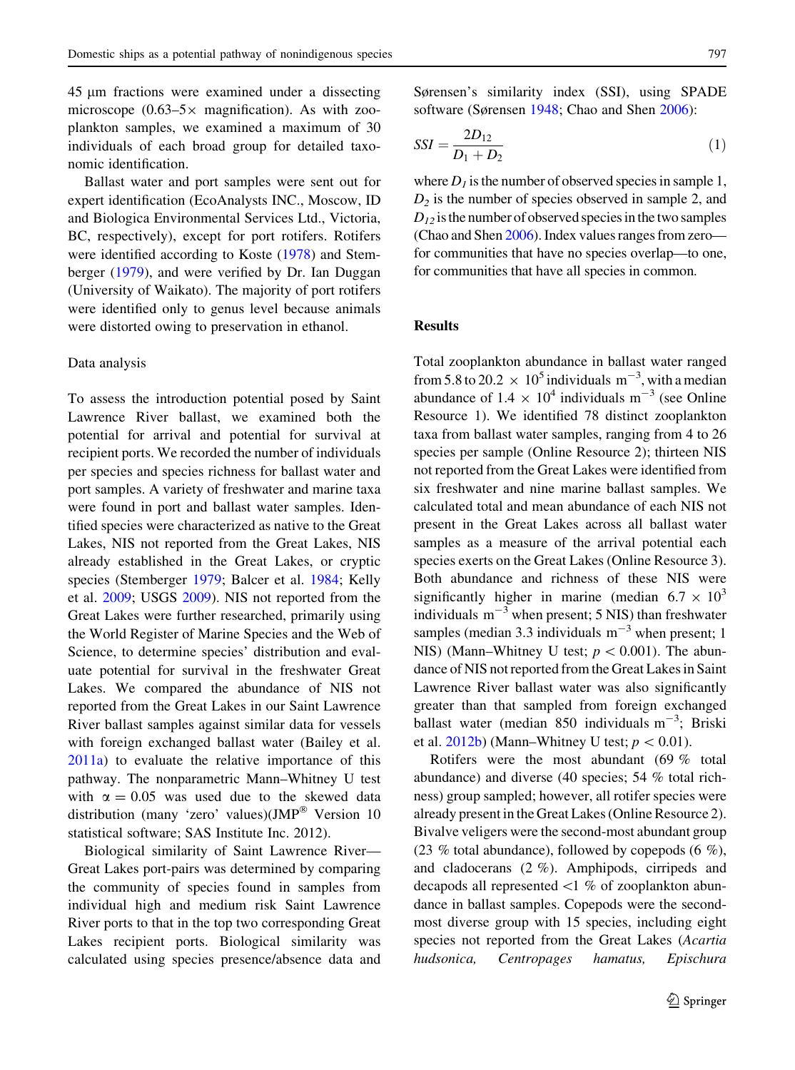45 μm fractions were examined under a dissecting microscope (0.63–5× magnification). As with zooplankton samples, we examined a maximum of 30 individuals of each broad group for detailed taxonomic identification.

Ballast water and port samples were sent out for expert identification (EcoAnalysts INC., Moscow, ID and Biologica Environmental Services Ltd., Victoria, BC, respectively), except for port rotifers. Rotifers were identified according to Koste (1978) and Stemberger (1979), and were verified by Dr. Ian Duggan (University of Waikato). The majority of port rotifers were identified only to genus level because animals were distorted owing to preservation in ethanol.

### Data analysis

To assess the introduction potential posed by Saint Lawrence River ballast, we examined both the potential for arrival and potential for survival at recipient ports. We recorded the number of individuals per species and species richness for ballast water and port samples. A variety of freshwater and marine taxa were found in port and ballast water samples. Identified species were characterized as native to the Great Lakes, NIS not reported from the Great Lakes, NIS already established in the Great Lakes, or cryptic species (Stemberger 1979; Balcer et al. 1984; Kelly et al. 2009; USGS 2009). NIS not reported from the Great Lakes were further researched, primarily using the World Register of Marine Species and the Web of Science, to determine species' distribution and evaluate potential for survival in the freshwater Great Lakes. We compared the abundance of NIS not reported from the Great Lakes in our Saint Lawrence River ballast samples against similar data for vessels with foreign exchanged ballast water (Bailey et al. 2011a) to evaluate the relative importance of this pathway. The nonparametric Mann–Whitney U test with $\alpha = 0.05$ was used due to the skewed data distribution (many 'zero' values)(JMP® Version 10 statistical software; SAS Institute Inc. 2012).

Biological similarity of Saint Lawrence River—Great Lakes port-pairs was determined by comparing the community of species found in samples from individual high and medium risk Saint Lawrence River ports to that in the top two corresponding Great Lakes recipient ports. Biological similarity was calculated using species presence/absence data and Sørensen's similarity index (SSI), using SPADE software (Sørensen 1948; Chao and Shen 2006):

$$SSI = \frac{2D_{12}}{D_1 + D_2} \quad (1)$$

where $D_1$ is the number of observed species in sample 1, $D_2$ is the number of species observed in sample 2, and $D_{12}$ is the number of observed species in the two samples (Chao and Shen 2006). Index values ranges from zero—for communities that have no species overlap—to one, for communities that have all species in common.

## Results

Total zooplankton abundance in ballast water ranged from 5.8 to 20.2 × $10^5$ individuals $m^{-3}$, with a median abundance of 1.4 × $10^4$ individuals $m^{-3}$ (see Online Resource 1). We identified 78 distinct zooplankton taxa from ballast water samples, ranging from 4 to 26 species per sample (Online Resource 2); thirteen NIS not reported from the Great Lakes were identified from six freshwater and nine marine ballast samples. We calculated total and mean abundance of each NIS not present in the Great Lakes across all ballast water samples as a measure of the arrival potential each species exerts on the Great Lakes (Online Resource 3). Both abundance and richness of these NIS were significantly higher in marine (median 6.7 × $10^3$ individuals $m^{-3}$ when present; 5 NIS) than freshwater samples (median 3.3 individuals $m^{-3}$ when present; 1 NIS) (Mann–Whitney U test; $p < 0.001$). The abundance of NIS not reported from the Great Lakes in Saint Lawrence River ballast water was also significantly greater than that sampled from foreign exchanged ballast water (median 850 individuals $m^{-3}$; Briski et al. 2012b) (Mann–Whitney U test; $p < 0.01$).

Rotifers were the most abundant (69 % total abundance) and diverse (40 species; 54 % total richness) group sampled; however, all rotifer species were already present in the Great Lakes (Online Resource 2). Bivalve veligers were the second-most abundant group (23 % total abundance), followed by copepods (6 %), and cladocerans (2 %). Amphipods, cirripeds and decapods all represented <1 % of zooplankton abundance in ballast samples. Copepods were the second-most diverse group with 15 species, including eight species not reported from the Great Lakes (*Acartia hudsonica, Centropages hamatus, Epischura*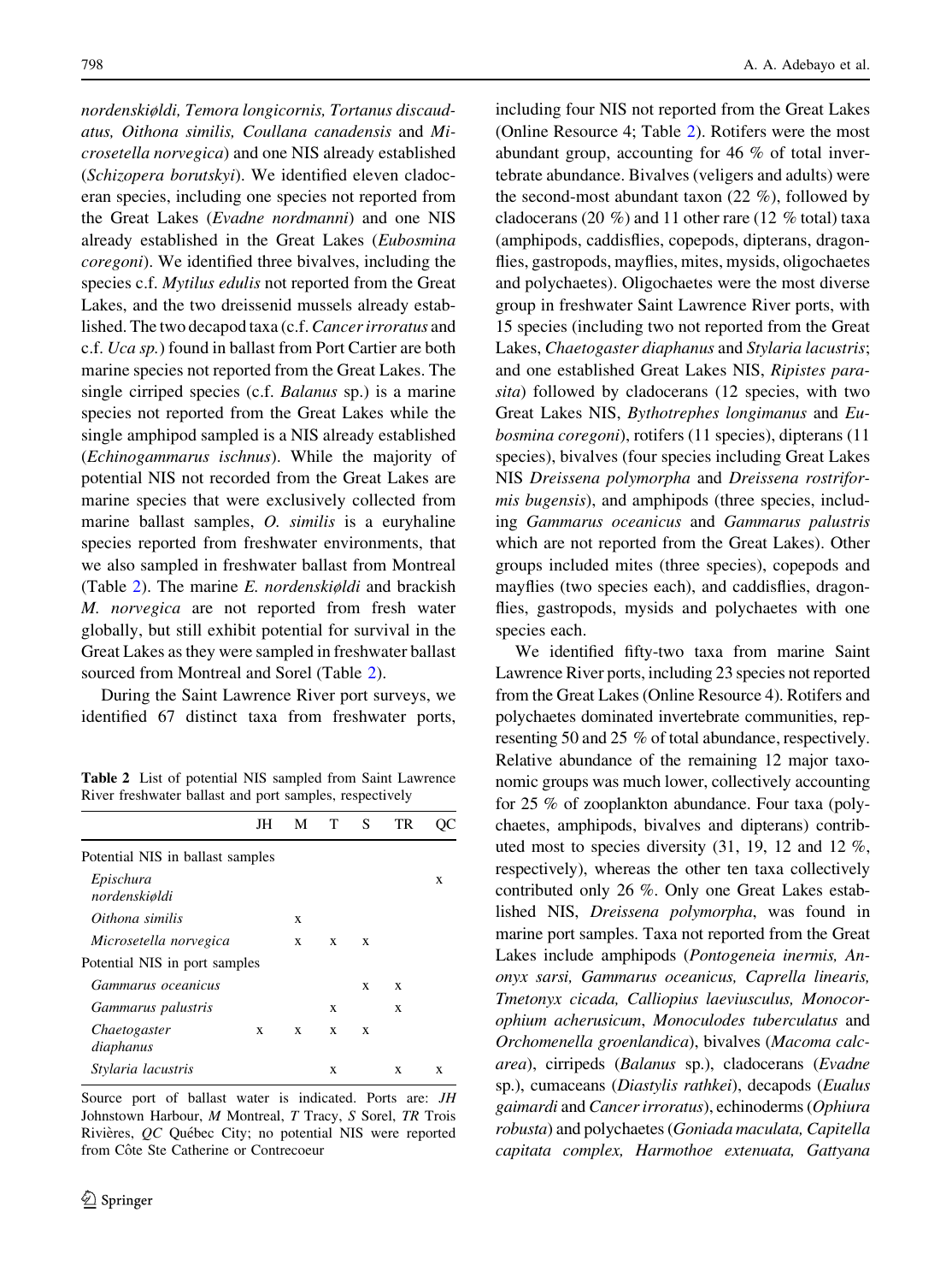*nordenskiøldi, Temora longicornis, Tortanus discaudatus, Oithona similis, Coullana canadensis* and *Microsetella norvegica*) and one NIS already established (*Schizopera borutskyi*). We identified eleven cladoceran species, including one species not reported from the Great Lakes (*Evadne nordmanni*) and one NIS already established in the Great Lakes (*Eubosmina coregoni*). We identified three bivalves, including the species c.f. *Mytilus edulis* not reported from the Great Lakes, and the two dreissenid mussels already established. The two decapod taxa (c.f. *Cancer irroratus* and c.f. *Uca sp.*) found in ballast from Port Cartier are both marine species not reported from the Great Lakes. The single cirriped species (c.f. *Balanus* sp.) is a marine species not reported from the Great Lakes while the single amphipod sampled is a NIS already established (*Echinogammarus ischnus*). While the majority of potential NIS not recorded from the Great Lakes are marine species that were exclusively collected from marine ballast samples, *O. similis* is a euryhaline species reported from freshwater environments, that we also sampled in freshwater ballast from Montreal (Table 2). The marine *E. nordenskiøldi* and brackish *M. norvegica* are not reported from fresh water globally, but still exhibit potential for survival in the Great Lakes as they were sampled in freshwater ballast sourced from Montreal and Sorel (Table 2).

During the Saint Lawrence River port surveys, we identified 67 distinct taxa from freshwater ports, including four NIS not reported from the Great Lakes (Online Resource 4; Table 2). Rotifers were the most abundant group, accounting for 46 % of total invertebrate abundance. Bivalves (veligers and adults) were the second-most abundant taxon (22 %), followed by cladocerans (20 %) and 11 other rare (12 % total) taxa (amphipods, caddisflies, copepods, dipterans, dragonflies, gastropods, mayflies, mites, mysids, oligochaetes and polychaetes). Oligochaetes were the most diverse group in freshwater Saint Lawrence River ports, with 15 species (including two not reported from the Great Lakes, *Chaetogaster diaphanus* and *Stylaria lacustris*; and one established Great Lakes NIS, *Ripistes parasita*) followed by cladocerans (12 species, with two Great Lakes NIS, *Bythotrephes longimanus* and *Eubosmina coregoni*), rotifers (11 species), dipterans (11 species), bivalves (four species including Great Lakes NIS *Dreissena polymorpha* and *Dreissena rostriformis bugensis*), and amphipods (three species, including *Gammarus oceanicus* and *Gammarus palustris* which are not reported from the Great Lakes). Other groups included mites (three species), copepods and mayflies (two species each), and caddisflies, dragonflies, gastropods, mysids and polychaetes with one species each.

We identified fifty-two taxa from marine Saint Lawrence River ports, including 23 species not reported from the Great Lakes (Online Resource 4). Rotifers and polychaetes dominated invertebrate communities, representing 50 and 25 % of total abundance, respectively. Relative abundance of the remaining 12 major taxonomic groups was much lower, collectively accounting for 25 % of zooplankton abundance. Four taxa (polychaetes, amphipods, bivalves and dipterans) contributed most to species diversity (31, 19, 12 and 12 %, respectively), whereas the other ten taxa collectively contributed only 26 %. Only one Great Lakes established NIS, *Dreissena polymorpha*, was found in marine port samples. Taxa not reported from the Great Lakes include amphipods (*Pontogeneia inermis, Anonyx sarsi, Gammarus oceanicus, Caprella linearis, Tmetonyx cicada, Calliopius laeviusculus, Monocorophium acherusicum, Monoculodes tuberculatus* and *Orchomenella groenlandica*), bivalves (*Macoma calcarea*), cirripeds (*Balanus* sp.), cladocerans (*Evadne* sp.), cumaceans (*Diastylis rathkei*), decapods (*Eualus gaimardi* and *Cancer irroratus*), echinoderms (*Ophiura robusta*) and polychaetes (*Goniada maculata, Capitella capitata complex, Harmothoe extenuata, Gattyana*

**Table 2** List of potential NIS sampled from Saint Lawrence River freshwater ballast and port samples, respectively

| | JH | M | T | S | TR | QC |
|---|---|---|---|---|---|---|
| Potential NIS in ballast samples | | | | | | |
| *Epischura nordenskiøldi* | | | | | | x |
| *Oithona similis* | | x | | | | |
| *Microsetella norvegica* | | x | x | x | | |
| Potential NIS in port samples | | | | | | |
| *Gammarus oceanicus* | | | | x | x | |
| *Gammarus palustris* | | | x | | x | |
| *Chaetogaster diaphanus* | x | x | x | x | | |
| *Stylaria lacustris* | | | x | | x | x |

Source port of ballast water is indicated. Ports are: *JH* Johnstown Harbour, *M* Montreal, *T* Tracy, *S* Sorel, *TR* Trois Rivières, *QC* Québec City; no potential NIS were reported from Côte Ste Catherine or Contrecoeur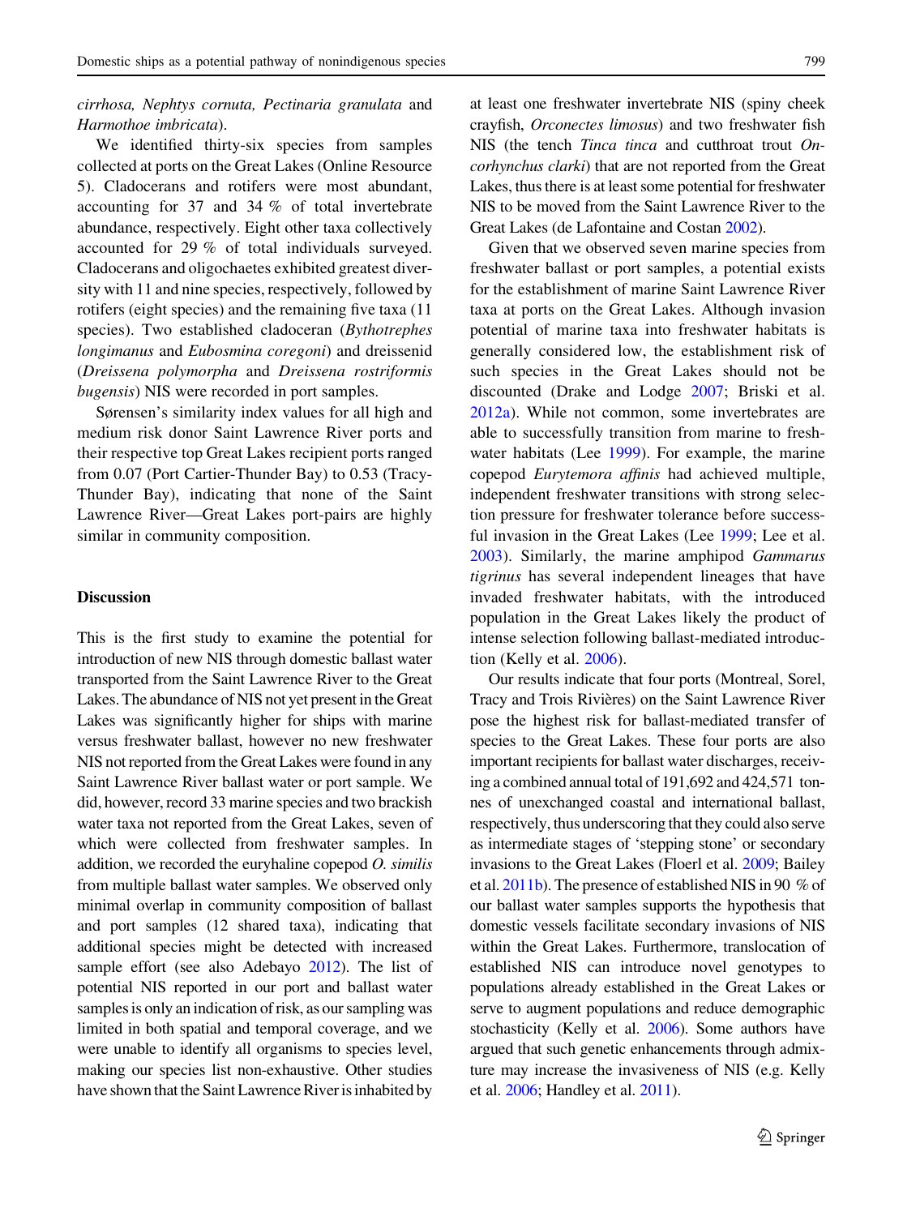*cirrhosa, Nephtys cornuta, Pectinaria granulata* and *Harmothoe imbricata*).

We identified thirty-six species from samples collected at ports on the Great Lakes (Online Resource 5). Cladocerans and rotifers were most abundant, accounting for 37 and 34 % of total invertebrate abundance, respectively. Eight other taxa collectively accounted for 29 % of total individuals surveyed. Cladocerans and oligochaetes exhibited greatest diversity with 11 and nine species, respectively, followed by rotifers (eight species) and the remaining five taxa (11 species). Two established cladoceran (*Bythotrephes longimanus* and *Eubosmina coregoni*) and dreissenid (*Dreissena polymorpha* and *Dreissena rostriformis bugensis*) NIS were recorded in port samples.

Sørensen's similarity index values for all high and medium risk donor Saint Lawrence River ports and their respective top Great Lakes recipient ports ranged from 0.07 (Port Cartier-Thunder Bay) to 0.53 (Tracy-Thunder Bay), indicating that none of the Saint Lawrence River—Great Lakes port-pairs are highly similar in community composition.

## Discussion

This is the first study to examine the potential for introduction of new NIS through domestic ballast water transported from the Saint Lawrence River to the Great Lakes. The abundance of NIS not yet present in the Great Lakes was significantly higher for ships with marine versus freshwater ballast, however no new freshwater NIS not reported from the Great Lakes were found in any Saint Lawrence River ballast water or port sample. We did, however, record 33 marine species and two brackish water taxa not reported from the Great Lakes, seven of which were collected from freshwater samples. In addition, we recorded the euryhaline copepod *O. similis* from multiple ballast water samples. We observed only minimal overlap in community composition of ballast and port samples (12 shared taxa), indicating that additional species might be detected with increased sample effort (see also Adebayo 2012). The list of potential NIS reported in our port and ballast water samples is only an indication of risk, as our sampling was limited in both spatial and temporal coverage, and we were unable to identify all organisms to species level, making our species list non-exhaustive. Other studies have shown that the Saint Lawrence River is inhabited by at least one freshwater invertebrate NIS (spiny cheek crayfish, *Orconectes limosus*) and two freshwater fish NIS (the tench *Tinca tinca* and cutthroat trout *Oncorhynchus clarki*) that are not reported from the Great Lakes, thus there is at least some potential for freshwater NIS to be moved from the Saint Lawrence River to the Great Lakes (de Lafontaine and Costan 2002).

Given that we observed seven marine species from freshwater ballast or port samples, a potential exists for the establishment of marine Saint Lawrence River taxa at ports on the Great Lakes. Although invasion potential of marine taxa into freshwater habitats is generally considered low, the establishment risk of such species in the Great Lakes should not be discounted (Drake and Lodge 2007; Briski et al. 2012a). While not common, some invertebrates are able to successfully transition from marine to freshwater habitats (Lee 1999). For example, the marine copepod *Eurytemora affinis* had achieved multiple, independent freshwater transitions with strong selection pressure for freshwater tolerance before successful invasion in the Great Lakes (Lee 1999; Lee et al. 2003). Similarly, the marine amphipod *Gammarus tigrinus* has several independent lineages that have invaded freshwater habitats, with the introduced population in the Great Lakes likely the product of intense selection following ballast-mediated introduction (Kelly et al. 2006).

Our results indicate that four ports (Montreal, Sorel, Tracy and Trois Rivières) on the Saint Lawrence River pose the highest risk for ballast-mediated transfer of species to the Great Lakes. These four ports are also important recipients for ballast water discharges, receiving a combined annual total of 191,692 and 424,571 tonnes of unexchanged coastal and international ballast, respectively, thus underscoring that they could also serve as intermediate stages of 'stepping stone' or secondary invasions to the Great Lakes (Floerl et al. 2009; Bailey et al. 2011b). The presence of established NIS in 90 % of our ballast water samples supports the hypothesis that domestic vessels facilitate secondary invasions of NIS within the Great Lakes. Furthermore, translocation of established NIS can introduce novel genotypes to populations already established in the Great Lakes or serve to augment populations and reduce demographic stochasticity (Kelly et al. 2006). Some authors have argued that such genetic enhancements through admixture may increase the invasiveness of NIS (e.g. Kelly et al. 2006; Handley et al. 2011).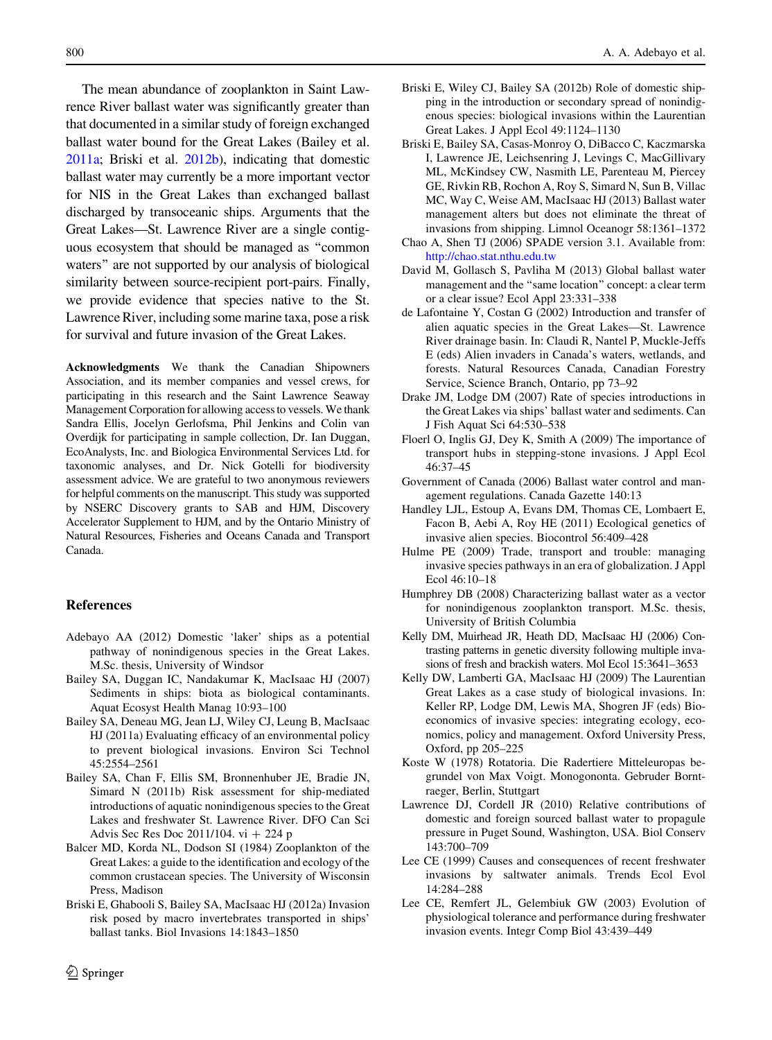The mean abundance of zooplankton in Saint Lawrence River ballast water was significantly greater than that documented in a similar study of foreign exchanged ballast water bound for the Great Lakes (Bailey et al. 2011a; Briski et al. 2012b), indicating that domestic ballast water may currently be a more important vector for NIS in the Great Lakes than exchanged ballast discharged by transoceanic ships. Arguments that the Great Lakes—St. Lawrence River are a single contiguous ecosystem that should be managed as "common waters" are not supported by our analysis of biological similarity between source-recipient port-pairs. Finally, we provide evidence that species native to the St. Lawrence River, including some marine taxa, pose a risk for survival and future invasion of the Great Lakes.

**Acknowledgments** We thank the Canadian Shipowners Association, and its member companies and vessel crews, for participating in this research and the Saint Lawrence Seaway Management Corporation for allowing access to vessels. We thank Sandra Ellis, Jocelyn Gerlofsma, Phil Jenkins and Colin van Overdijk for participating in sample collection, Dr. Ian Duggan, EcoAnalysts, Inc. and Biologica Environmental Services Ltd. for taxonomic analyses, and Dr. Nick Gotelli for biodiversity assessment advice. We are grateful to two anonymous reviewers for helpful comments on the manuscript. This study was supported by NSERC Discovery grants to SAB and HJM, Discovery Accelerator Supplement to HJM, and by the Ontario Ministry of Natural Resources, Fisheries and Oceans Canada and Transport Canada.

## References

Adebayo AA (2012) Domestic 'laker' ships as a potential pathway of nonindigenous species in the Great Lakes. M.Sc. thesis, University of Windsor

Bailey SA, Duggan IC, Nandakumar K, MacIsaac HJ (2007) Sediments in ships: biota as biological contaminants. Aquat Ecosyst Health Manag 10:93–100

Bailey SA, Deneau MG, Jean LJ, Wiley CJ, Leung B, MacIsaac HJ (2011a) Evaluating efficacy of an environmental policy to prevent biological invasions. Environ Sci Technol 45:2554–2561

Bailey SA, Chan F, Ellis SM, Bronnenhuber JE, Bradie JN, Simard N (2011b) Risk assessment for ship-mediated introductions of aquatic nonindigenous species to the Great Lakes and freshwater St. Lawrence River. DFO Can Sci Advis Sec Res Doc 2011/104. vi + 224 p

Balcer MD, Korda NL, Dodson SI (1984) Zooplankton of the Great Lakes: a guide to the identification and ecology of the common crustacean species. The University of Wisconsin Press, Madison

Briski E, Ghabooli S, Bailey SA, MacIsaac HJ (2012a) Invasion risk posed by macro invertebrates transported in ships' ballast tanks. Biol Invasions 14:1843–1850

Briski E, Wiley CJ, Bailey SA (2012b) Role of domestic shipping in the introduction or secondary spread of nonindigenous species: biological invasions within the Laurentian Great Lakes. J Appl Ecol 49:1124–1130

Briski E, Bailey SA, Casas-Monroy O, DiBacco C, Kaczmarska I, Lawrence JE, Leichsenring J, Levings C, MacGillivary ML, McKindsey CW, Nasmith LE, Parenteau M, Piercey GE, Rivkin RB, Rochon A, Roy S, Simard N, Sun B, Villac MC, Way C, Weise AM, MacIsaac HJ (2013) Ballast water management alters but does not eliminate the threat of invasions from shipping. Limnol Oceanogr 58:1361–1372

Chao A, Shen TJ (2006) SPADE version 3.1. Available from: http://chao.stat.nthu.edu.tw

David M, Gollasch S, Pavliha M (2013) Global ballast water management and the "same location" concept: a clear term or a clear issue? Ecol Appl 23:331–338

de Lafontaine Y, Costan G (2002) Introduction and transfer of alien aquatic species in the Great Lakes—St. Lawrence River drainage basin. In: Claudi R, Nantel P, Muckle-Jeffs E (eds) Alien invaders in Canada's waters, wetlands, and forests. Natural Resources Canada, Canadian Forestry Service, Science Branch, Ontario, pp 73–92

Drake JM, Lodge DM (2007) Rate of species introductions in the Great Lakes via ships' ballast water and sediments. Can J Fish Aquat Sci 64:530–538

Floerl O, Inglis GJ, Dey K, Smith A (2009) The importance of transport hubs in stepping-stone invasions. J Appl Ecol 46:37–45

Government of Canada (2006) Ballast water control and management regulations. Canada Gazette 140:13

Handley LJL, Estoup A, Evans DM, Thomas CE, Lombaert E, Facon B, Aebi A, Roy HE (2011) Ecological genetics of invasive alien species. Biocontrol 56:409–428

Hulme PE (2009) Trade, transport and trouble: managing invasive species pathways in an era of globalization. J Appl Ecol 46:10–18

Humphrey DB (2008) Characterizing ballast water as a vector for nonindigenous zooplankton transport. M.Sc. thesis, University of British Columbia

Kelly DM, Muirhead JR, Heath DD, MacIsaac HJ (2006) Contrasting patterns in genetic diversity following multiple invasions of fresh and brackish waters. Mol Ecol 15:3641–3653

Kelly DW, Lamberti GA, MacIsaac HJ (2009) The Laurentian Great Lakes as a case study of biological invasions. In: Keller RP, Lodge DM, Lewis MA, Shogren JF (eds) Bioeconomics of invasive species: integrating ecology, economics, policy and management. Oxford University Press, Oxford, pp 205–225

Koste W (1978) Rotatoria. Die Radertiere Mitteleuropas begrundel von Max Voigt. Monogononta. Gebruder Borntraeger, Berlin, Stuttgart

Lawrence DJ, Cordell JR (2010) Relative contributions of domestic and foreign sourced ballast water to propagule pressure in Puget Sound, Washington, USA. Biol Conserv 143:700–709

Lee CE (1999) Causes and consequences of recent freshwater invasions by saltwater animals. Trends Ecol Evol 14:284–288

Lee CE, Remfert JL, Gelembiuk GW (2003) Evolution of physiological tolerance and performance during freshwater invasion events. Integr Comp Biol 43:439–449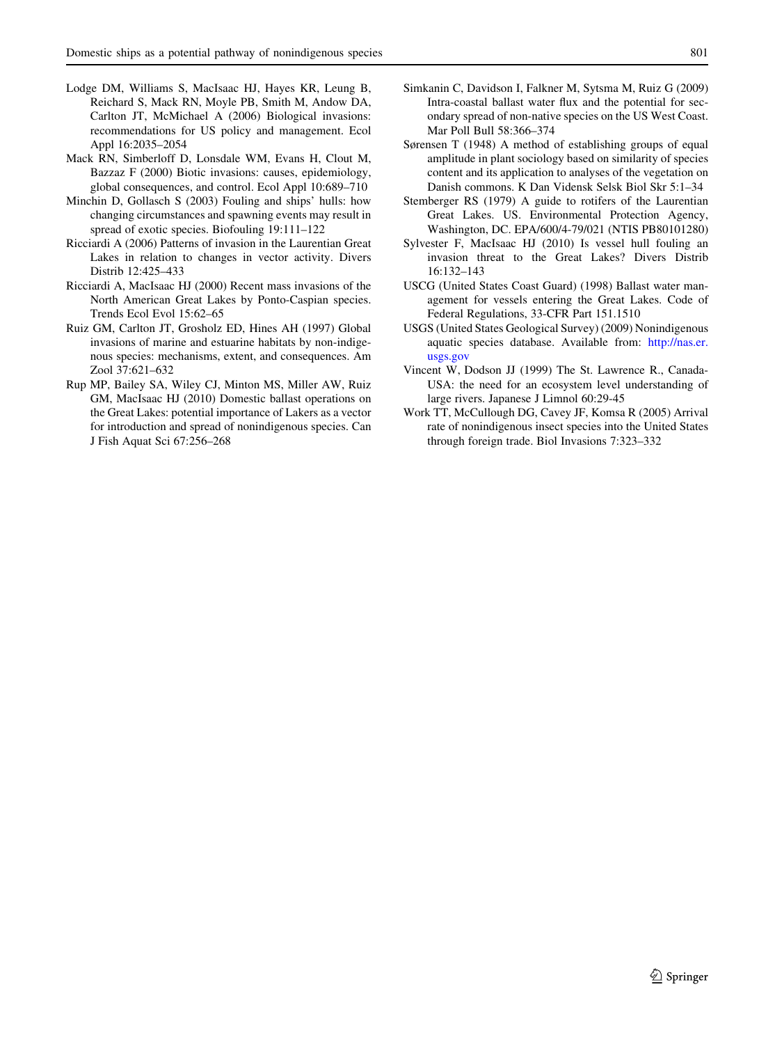Lodge DM, Williams S, MacIsaac HJ, Hayes KR, Leung B, Reichard S, Mack RN, Moyle PB, Smith M, Andow DA, Carlton JT, McMichael A (2006) Biological invasions: recommendations for US policy and management. Ecol Appl 16:2035–2054

Mack RN, Simberloff D, Lonsdale WM, Evans H, Clout M, Bazzaz F (2000) Biotic invasions: causes, epidemiology, global consequences, and control. Ecol Appl 10:689–710

Minchin D, Gollasch S (2003) Fouling and ships' hulls: how changing circumstances and spawning events may result in spread of exotic species. Biofouling 19:111–122

Ricciardi A (2006) Patterns of invasion in the Laurentian Great Lakes in relation to changes in vector activity. Divers Distrib 12:425–433

Ricciardi A, MacIsaac HJ (2000) Recent mass invasions of the North American Great Lakes by Ponto-Caspian species. Trends Ecol Evol 15:62–65

Ruiz GM, Carlton JT, Grosholz ED, Hines AH (1997) Global invasions of marine and estuarine habitats by non-indigenous species: mechanisms, extent, and consequences. Am Zool 37:621–632

Rup MP, Bailey SA, Wiley CJ, Minton MS, Miller AW, Ruiz GM, MacIsaac HJ (2010) Domestic ballast operations on the Great Lakes: potential importance of Lakers as a vector for introduction and spread of nonindigenous species. Can J Fish Aquat Sci 67:256–268

Simkanin C, Davidson I, Falkner M, Sytsma M, Ruiz G (2009) Intra-coastal ballast water flux and the potential for secondary spread of non-native species on the US West Coast. Mar Poll Bull 58:366–374

Sørensen T (1948) A method of establishing groups of equal amplitude in plant sociology based on similarity of species content and its application to analyses of the vegetation on Danish commons. K Dan Vidensk Selsk Biol Skr 5:1–34

Stemberger RS (1979) A guide to rotifers of the Laurentian Great Lakes. US. Environmental Protection Agency, Washington, DC. EPA/600/4-79/021 (NTIS PB80101280)

Sylvester F, MacIsaac HJ (2010) Is vessel hull fouling an invasion threat to the Great Lakes? Divers Distrib 16:132–143

USCG (United States Coast Guard) (1998) Ballast water management for vessels entering the Great Lakes. Code of Federal Regulations, 33-CFR Part 151.1510

USGS (United States Geological Survey) (2009) Nonindigenous aquatic species database. Available from: http://nas.er.usgs.gov

Vincent W, Dodson JJ (1999) The St. Lawrence R., Canada-USA: the need for an ecosystem level understanding of large rivers. Japanese J Limnol 60:29-45

Work TT, McCullough DG, Cavey JF, Komsa R (2005) Arrival rate of nonindigenous insect species into the United States through foreign trade. Biol Invasions 7:323–332